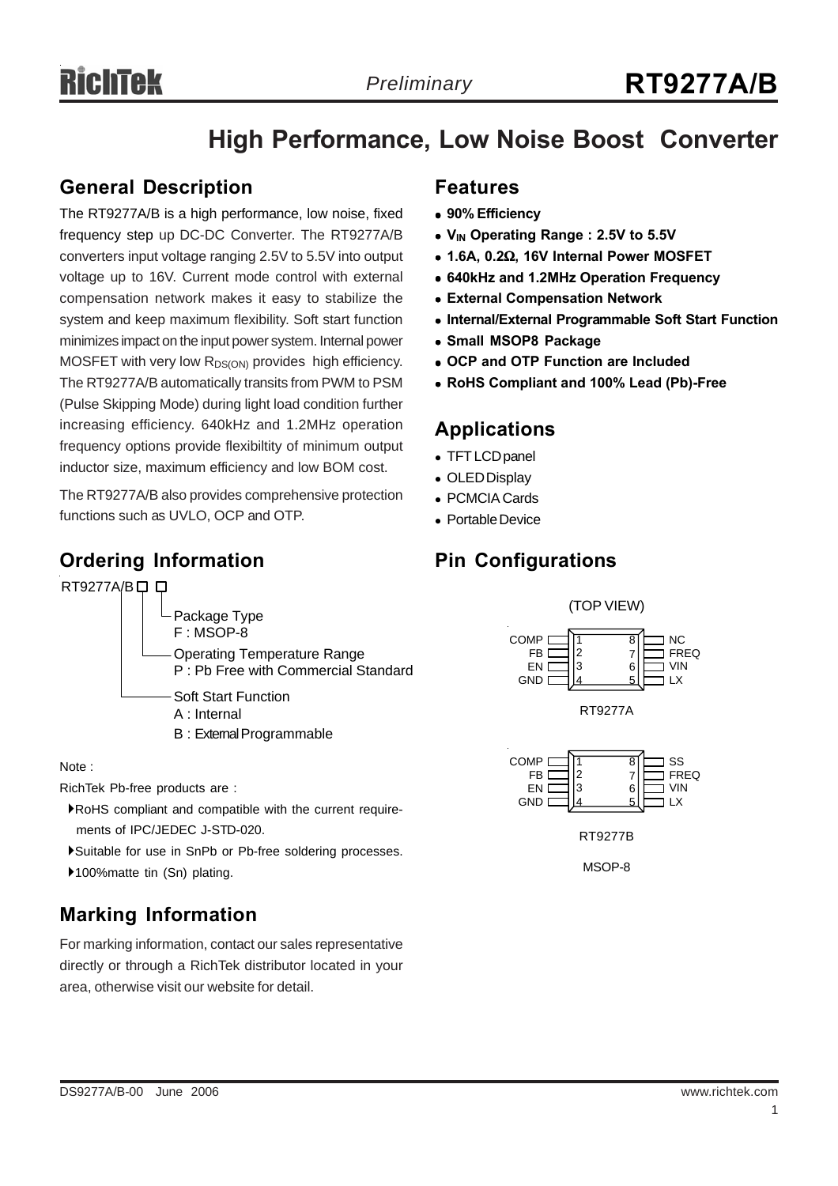# High Performance, Low Noise Boost Converter

## General Description

The RT9277A/B is a high performance, low noise, fixed frequency step up DC-DC Converter. The RT9277A/B converters input voltage ranging 2.5V to 5.5V into output voltage up to 16V. Current mode control with external compensation network makes it easy to stabilize the system and keep maximum flexibility. Soft start function minimizes impact on the input power system. Internal power MOSFET with very low $R_{DS(ON)}$ provides high efficiency. The RT9277A/B automatically transits from PWM to PSM (Pulse Skipping Mode) during light load condition further increasing efficiency. 640kHz and 1.2MHz operation frequency options provide flexibiltity of minimum output inductor size, maximum efficiency and low BOM cost.

The RT9277A/B also provides comprehensive protection functions such as UVLO, OCP and OTP.

## Ordering Information

RT9277A/B □ □

- Package Type
  - F : MSOP-8
- Operating Temperature Range
  - P : Pb Free with Commercial Standard
- Soft Start Function
  - A : Internal
  - B : External Programmable

Note :

RichTek Pb-free products are :

- RoHS compliant and compatible with the current requirements of IPC/JEDEC J-STD-020.
- Suitable for use in SnPb or Pb-free soldering processes.
- 100%matte tin (Sn) plating.

## Marking Information

For marking information, contact our sales representative directly or through a RichTek distributor located in your area, otherwise visit our website for detail.

## Features

- **90% Efficiency**
- **$V_{IN}$ Operating Range : 2.5V to 5.5V**
- **1.6A, 0.2Ω, 16V Internal Power MOSFET**
- **640kHz and 1.2MHz Operation Frequency**
- **External Compensation Network**
- **Internal/External Programmable Soft Start Function**
- **Small MSOP8 Package**
- **OCP and OTP Function are Included**
- **RoHS Compliant and 100% Lead (Pb)-Free**

## Applications

- TFT LCD panel
- OLED Display
- PCMCIA Cards
- Portable Device

## Pin Configurations

(TOP VIEW)

RT9277A

| Pin | Name | Pin | Name |
|---|---|---|---|
| 1 | COMP | 8 | NC |
| 2 | FB | 7 | FREQ |
| 3 | EN | 6 | VIN |
| 4 | GND | 5 | LX |

RT9277B

| Pin | Name | Pin | Name |
|---|---|---|---|
| 1 | COMP | 8 | SS |
| 2 | FB | 7 | FREQ |
| 3 | EN | 6 | VIN |
| 4 | GND | 5 | LX |

MSOP-8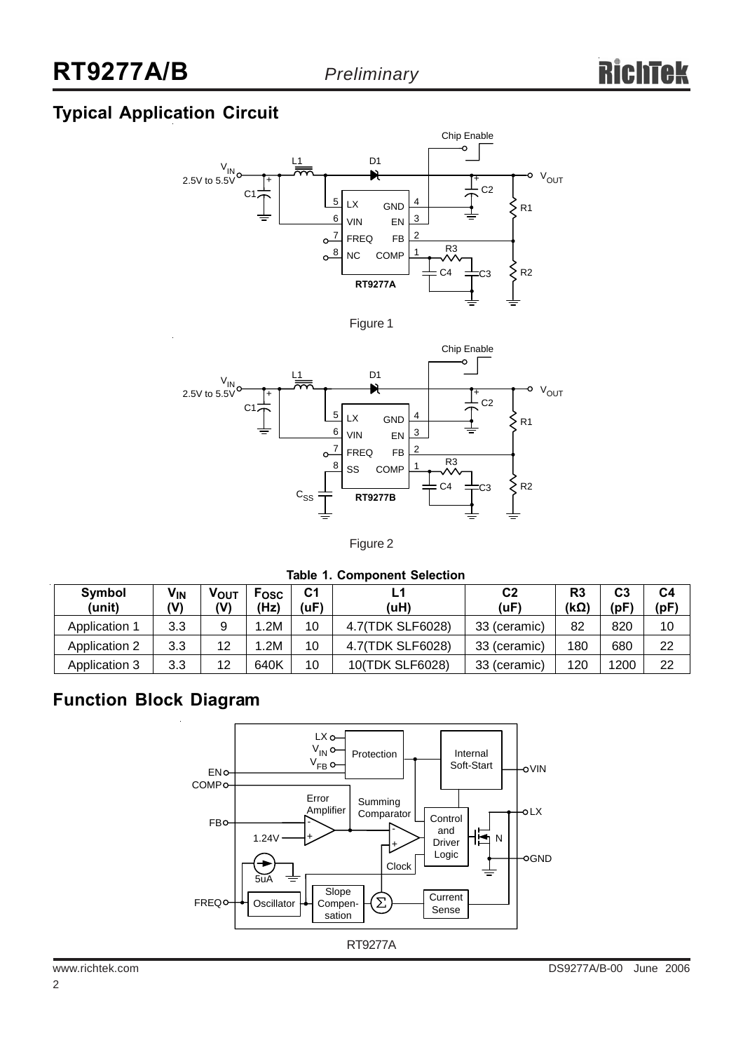## Typical Application Circuit

Figure 1

Figure 2

**Table 1. Component Selection**

| Symbol (unit) | $V_{IN}$ (V) | $V_{OUT}$ (V) | $F_{OSC}$ (Hz) | C1 (uF) | L1 (uH) | C2 (uF) | R3 (kΩ) | C3 (pF) | C4 (pF) |
|---|---|---|---|---|---|---|---|---|---|
| Application 1 | 3.3 | 9 | 1.2M | 10 | 4.7(TDK SLF6028) | 33 (ceramic) | 82 | 820 | 10 |
| Application 2 | 3.3 | 12 | 1.2M | 10 | 4.7(TDK SLF6028) | 33 (ceramic) | 180 | 680 | 22 |
| Application 3 | 3.3 | 12 | 640K | 10 | 10(TDK SLF6028) | 33 (ceramic) | 120 | 1200 | 22 |

## Function Block Diagram

RT9277A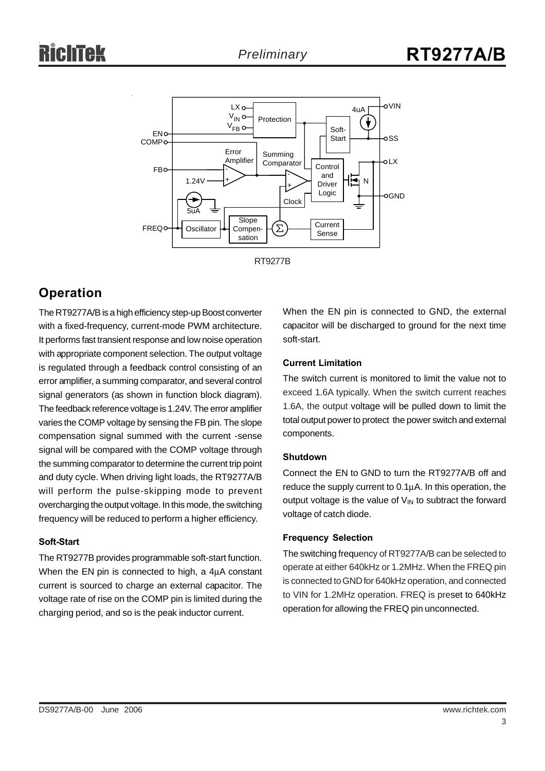RT9277B

## Operation

The RT9277A/B is a high efficiency step-up Boost converter with a fixed-frequency, current-mode PWM architecture. It performs fast transient response and low noise operation with appropriate component selection. The output voltage is regulated through a feedback control consisting of an error amplifier, a summing comparator, and several control signal generators (as shown in function block diagram). The feedback reference voltage is 1.24V. The error amplifier varies the COMP voltage by sensing the FB pin. The slope compensation signal summed with the current -sense signal will be compared with the COMP voltage through the summing comparator to determine the current trip point and duty cycle. When driving light loads, the RT9277A/B will perform the pulse-skipping mode to prevent overcharging the output voltage. In this mode, the switching frequency will be reduced to perform a higher efficiency.

#### Soft-Start

The RT9277B provides programmable soft-start function. When the EN pin is connected to high, a 4μA constant current is sourced to charge an external capacitor. The voltage rate of rise on the COMP pin is limited during the charging period, and so is the peak inductor current.

When the EN pin is connected to GND, the external capacitor will be discharged to ground for the next time soft-start.

#### Current Limitation

The switch current is monitored to limit the value not to exceed 1.6A typically. When the switch current reaches 1.6A, the output voltage will be pulled down to limit the total output power to protect the power switch and external components.

#### Shutdown

Connect the EN to GND to turn the RT9277A/B off and reduce the supply current to 0.1μA. In this operation, the output voltage is the value of $V_{IN}$ to subtract the forward voltage of catch diode.

#### Frequency Selection

The switching frequency of RT9277A/B can be selected to operate at either 640kHz or 1.2MHz. When the FREQ pin is connected to GND for 640kHz operation, and connected to VIN for 1.2MHz operation. FREQ is preset to 640kHz operation for allowing the FREQ pin unconnected.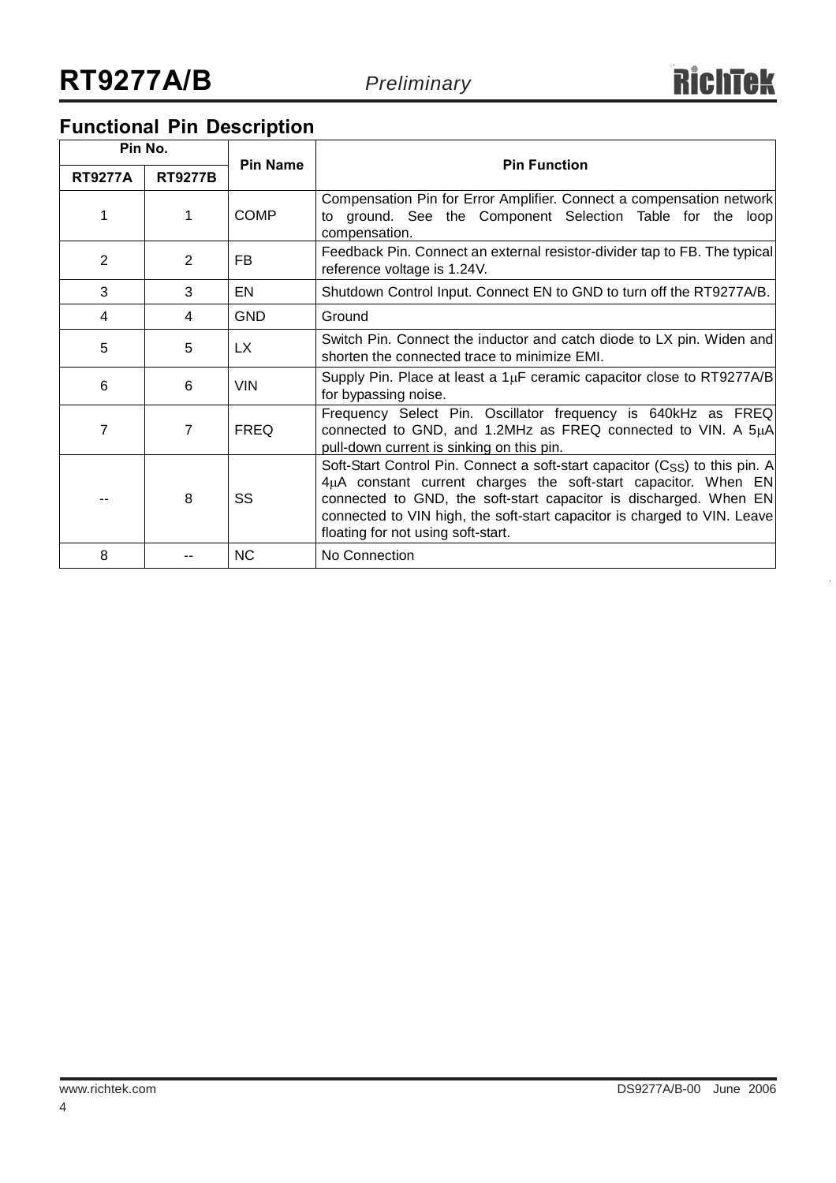## Functional Pin Description

| Pin No. | | Pin Name | Pin Function |
|---|---|---|---|
| RT9277A | RT9277B | | |
| 1 | 1 | COMP | Compensation Pin for Error Amplifier. Connect a compensation network to ground. See the Component Selection Table for the loop compensation. |
| 2 | 2 | FB | Feedback Pin. Connect an external resistor-divider tap to FB. The typical reference voltage is 1.24V. |
| 3 | 3 | EN | Shutdown Control Input. Connect EN to GND to turn off the RT9277A/B. |
| 4 | 4 | GND | Ground |
| 5 | 5 | LX | Switch Pin. Connect the inductor and catch diode to LX pin. Widen and shorten the connected trace to minimize EMI. |
| 6 | 6 | VIN | Supply Pin. Place at least a 1μF ceramic capacitor close to RT9277A/B for bypassing noise. |
| 7 | 7 | FREQ | Frequency Select Pin. Oscillator frequency is 640kHz as FREQ connected to GND, and 1.2MHz as FREQ connected to VIN. A 5μA pull-down current is sinking on this pin. |
| -- | 8 | SS | Soft-Start Control Pin. Connect a soft-start capacitor ($C_{SS}$) to this pin. A 4μA constant current charges the soft-start capacitor. When EN connected to GND, the soft-start capacitor is discharged. When EN connected to VIN high, the soft-start capacitor is charged to VIN. Leave floating for not using soft-start. |
| 8 | -- | NC | No Connection |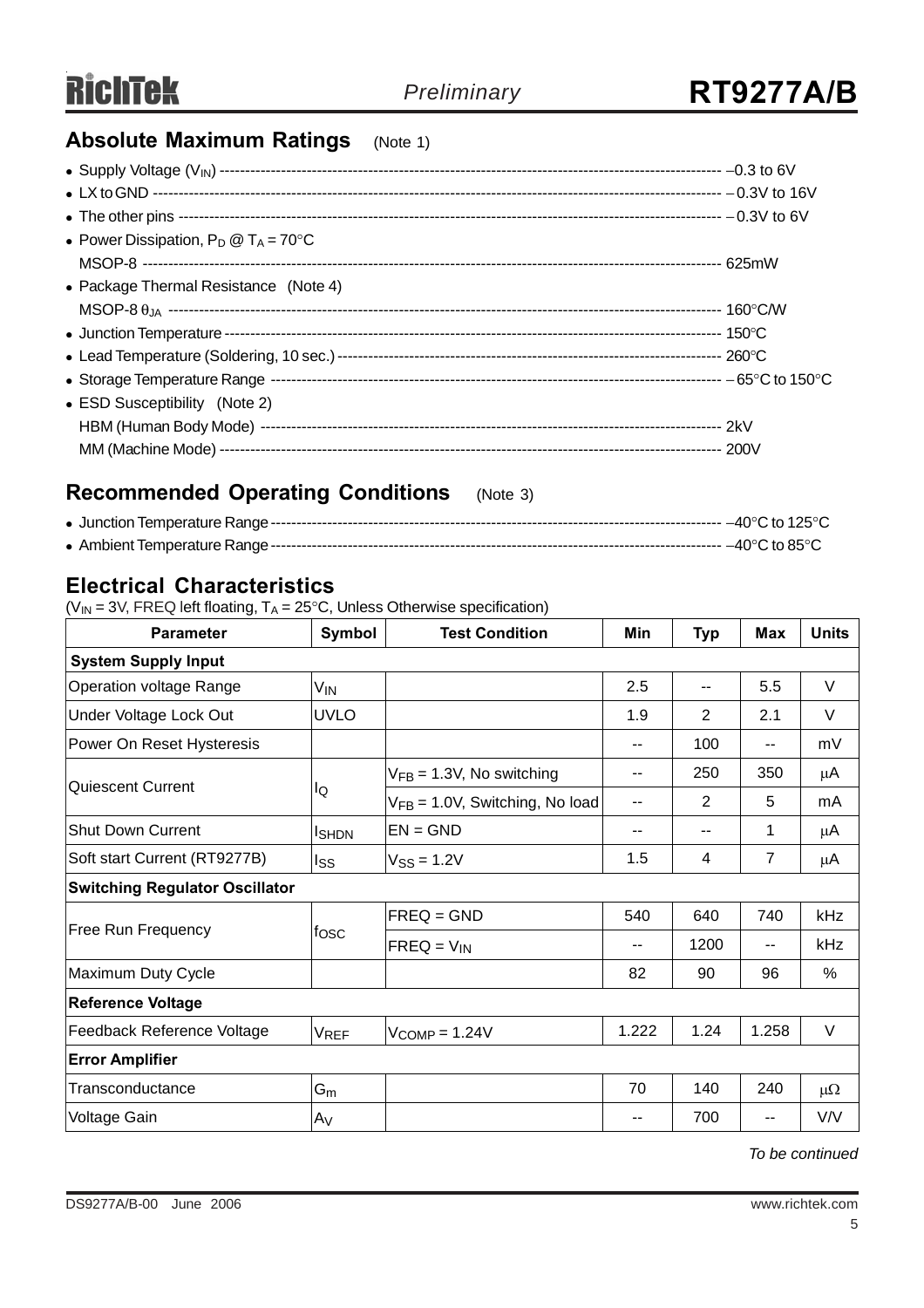## Absolute Maximum Ratings (Note 1)

- Supply Voltage ($V_{IN}$) ---------- −0.3 to 6V
- LX to GND ---------- −0.3V to 16V
- The other pins ---------- −0.3V to 6V
- Power Dissipation, $P_D$ @ $T_A$ = 70°C
  MSOP-8 ---------- 625mW
- Package Thermal Resistance (Note 4)
  MSOP-8 $\theta_{JA}$ ---------- 160°C/W
- Junction Temperature ---------- 150°C
- Lead Temperature (Soldering, 10 sec.) ---------- 260°C
- Storage Temperature Range ---------- −65°C to 150°C
- ESD Susceptibility (Note 2)
  HBM (Human Body Mode) ---------- 2kV
  MM (Machine Mode) ---------- 200V

## Recommended Operating Conditions (Note 3)

- Junction Temperature Range ---------- −40°C to 125°C
- Ambient Temperature Range ---------- −40°C to 85°C

## Electrical Characteristics

($V_{IN}$ = 3V, FREQ left floating, $T_A$ = 25°C, Unless Otherwise specification)

| Parameter | Symbol | Test Condition | Min | Typ | Max | Units |
|---|---|---|---|---|---|---|
| **System Supply Input** | | | | | | |
| Operation voltage Range | $V_{IN}$ | | 2.5 | -- | 5.5 | V |
| Under Voltage Lock Out | UVLO | | 1.9 | 2 | 2.1 | V |
| Power On Reset Hysteresis | | | -- | 100 | -- | mV |
| Quiescent Current | $I_Q$ | $V_{FB}$ = 1.3V, No switching | -- | 250 | 350 | μA |
| | | $V_{FB}$ = 1.0V, Switching, No load | -- | 2 | 5 | mA |
| Shut Down Current | $I_{SHDN}$ | EN = GND | -- | -- | 1 | μA |
| Soft start Current (RT9277B) | $I_{SS}$ | $V_{SS}$ = 1.2V | 1.5 | 4 | 7 | μA |
| **Switching Regulator Oscillator** | | | | | | |
| Free Run Frequency | $f_{OSC}$ | FREQ = GND | 540 | 640 | 740 | kHz |
| | | FREQ = $V_{IN}$ | -- | 1200 | -- | kHz |
| Maximum Duty Cycle | | | 82 | 90 | 96 | % |
| **Reference Voltage** | | | | | | |
| Feedback Reference Voltage | $V_{REF}$ | $V_{COMP}$ = 1.24V | 1.222 | 1.24 | 1.258 | V |
| **Error Amplifier** | | | | | | |
| Transconductance | $G_m$ | | 70 | 140 | 240 | μΩ |
| Voltage Gain | $A_V$ | | -- | 700 | -- | V/V |

*To be continued*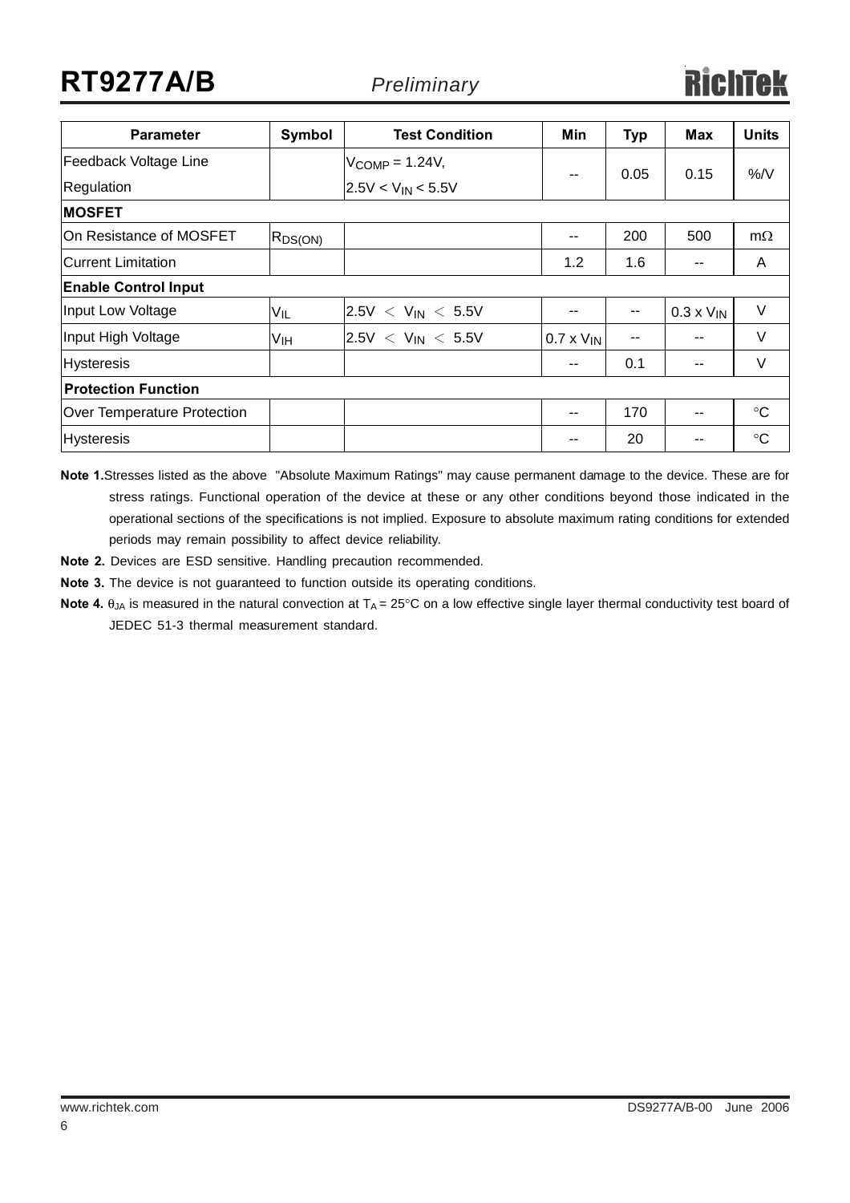| Parameter | Symbol | Test Condition | Min | Typ | Max | Units |
|---|---|---|---|---|---|---|
| Feedback Voltage Line Regulation | | $V_{COMP}$ = 1.24V, 2.5V < $V_{IN}$ < 5.5V | -- | 0.05 | 0.15 | %/V |
| **MOSFET** | | | | | | |
| On Resistance of MOSFET | $R_{DS(ON)}$ | | -- | 200 | 500 | mΩ |
| Current Limitation | | | 1.2 | 1.6 | -- | A |
| **Enable Control Input** | | | | | | |
| Input Low Voltage | $V_{IL}$ | 2.5V < $V_{IN}$ < 5.5V | -- | -- | 0.3 x $V_{IN}$ | V |
| Input High Voltage | $V_{IH}$ | 2.5V < $V_{IN}$ < 5.5V | 0.7 x $V_{IN}$ | -- | -- | V |
| Hysteresis | | | -- | 0.1 | -- | V |
| **Protection Function** | | | | | | |
| Over Temperature Protection | | | -- | 170 | -- | °C |
| Hysteresis | | | -- | 20 | -- | °C |

**Note 1.** Stresses listed as the above "Absolute Maximum Ratings" may cause permanent damage to the device. These are for stress ratings. Functional operation of the device at these or any other conditions beyond those indicated in the operational sections of the specifications is not implied. Exposure to absolute maximum rating conditions for extended periods may remain possibility to affect device reliability.

**Note 2.** Devices are ESD sensitive. Handling precaution recommended.

**Note 3.** The device is not guaranteed to function outside its operating conditions.

**Note 4.** $\theta_{JA}$ is measured in the natural convection at $T_A$ = 25°C on a low effective single layer thermal conductivity test board of JEDEC 51-3 thermal measurement standard.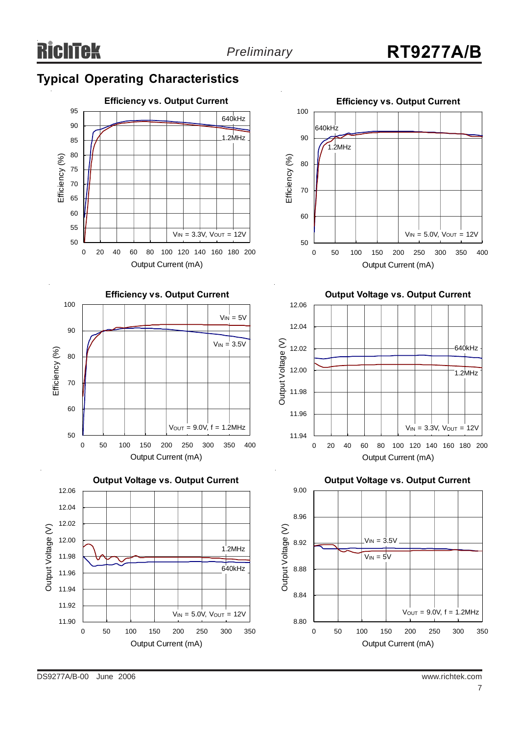## Typical Operating Characteristics

**Efficiency vs. Output Current**

Efficiency (%) vs. Output Current (mA); curves: 640kHz, 1.2MHz; $V_{IN}$ = 3.3V, $V_{OUT}$ = 12V

**Efficiency vs. Output Current**

Efficiency (%) vs. Output Current (mA); curves: 640kHz, 1.2MHz; $V_{IN}$ = 5.0V, $V_{OUT}$ = 12V

**Efficiency vs. Output Current**

Efficiency (%) vs. Output Current (mA); curves: $V_{IN}$ = 5V, $V_{IN}$ = 3.5V; $V_{OUT}$ = 9.0V, f = 1.2MHz

**Output Voltage vs. Output Current**

Output Voltage (V) vs. Output Current (mA); curves: 640kHz, 1.2MHz; $V_{IN}$ = 3.3V, $V_{OUT}$ = 12V

**Output Voltage vs. Output Current**

Output Voltage (V) vs. Output Current (mA); curves: 1.2MHz, 640kHz; $V_{IN}$ = 5.0V, $V_{OUT}$ = 12V

**Output Voltage vs. Output Current**

Output Voltage (V) vs. Output Current (mA); curves: $V_{IN}$ = 3.5V, $V_{IN}$ = 5V; $V_{OUT}$ = 9.0V, f = 1.2MHz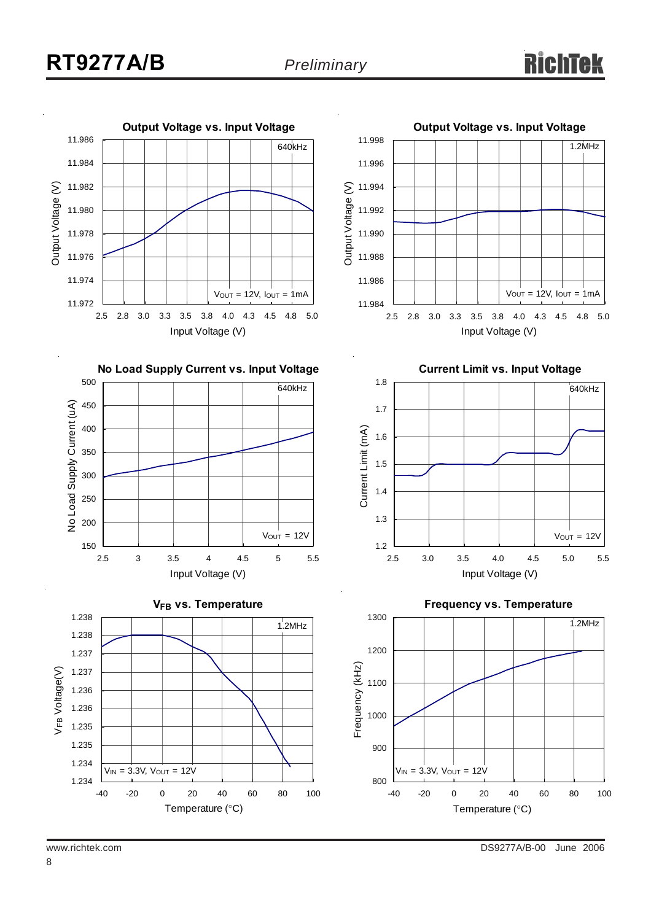**Output Voltage vs. Input Voltage**

640kHz

$V_{OUT}$ = 12V, $I_{OUT}$ = 1mA

Output Voltage (V): 11.972, 11.974, 11.976, 11.978, 11.980, 11.982, 11.984, 11.986

Input Voltage (V): 2.5, 2.8, 3.0, 3.3, 3.5, 3.8, 4.0, 4.3, 4.5, 4.8, 5.0

**Output Voltage vs. Input Voltage**

1.2MHz

$V_{OUT}$ = 12V, $I_{OUT}$ = 1mA

Output Voltage (V): 11.984, 11.986, 11.988, 11.990, 11.992, 11.994, 11.996, 11.998

Input Voltage (V): 2.5, 2.8, 3.0, 3.3, 3.5, 3.8, 4.0, 4.3, 4.5, 4.8, 5.0

**No Load Supply Current vs. Input Voltage**

640kHz

$V_{OUT}$ = 12V

No Load Supply Current (uA): 150, 200, 250, 300, 350, 400, 450, 500

Input Voltage (V): 2.5, 3, 3.5, 4, 4.5, 5, 5.5

**Current Limit vs. Input Voltage**

640kHz

$V_{OUT}$ = 12V

Current Limit (mA): 1.2, 1.3, 1.4, 1.5, 1.6, 1.7, 1.8

Input Voltage (V): 2.5, 3.0, 3.5, 4.0, 4.5, 5.0, 5.5

**$V_{FB}$ vs. Temperature**

1.2MHz

$V_{IN}$ = 3.3V, $V_{OUT}$ = 12V

$V_{FB}$ Voltage(V): 1.234, 1.234, 1.235, 1.235, 1.236, 1.236, 1.237, 1.237, 1.238, 1.238

Temperature (°C): -40, -20, 0, 20, 40, 60, 80, 100

**Frequency vs. Temperature**

1.2MHz

$V_{IN}$ = 3.3V, $V_{OUT}$ = 12V

Frequency (kHz): 800, 900, 1000, 1100, 1200, 1300

Temperature (°C): -40, -20, 0, 20, 40, 60, 80, 100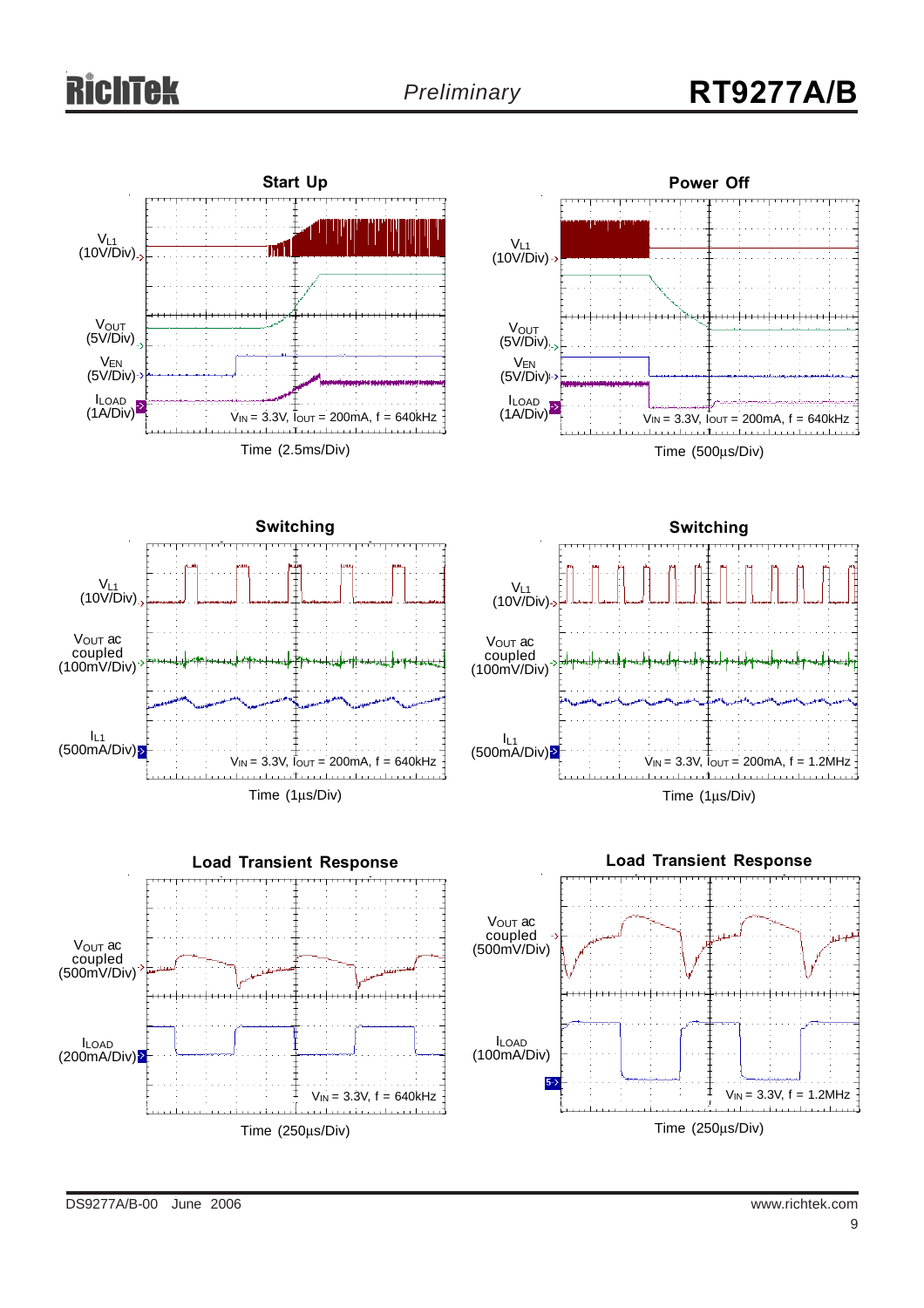**Start Up**

$V_{L1}$ (10V/Div)

$V_{OUT}$ (5V/Div)

$V_{EN}$ (5V/Div)

$I_{LOAD}$ (1A/Div)

$V_{IN}$ = 3.3V, $I_{OUT}$ = 200mA, f = 640kHz

Time (2.5ms/Div)

**Power Off**

$V_{L1}$ (10V/Div)

$V_{OUT}$ (5V/Div)

$V_{EN}$ (5V/Div)

$I_{LOAD}$ (1A/Div)

$V_{IN}$ = 3.3V, $I_{OUT}$ = 200mA, f = 640kHz

Time (500μs/Div)

**Switching**

$V_{L1}$ (10V/Div)

$V_{OUT}$ ac coupled (100mV/Div)

$I_{L1}$ (500mA/Div)

$V_{IN}$ = 3.3V, $I_{OUT}$ = 200mA, f = 640kHz

Time (1μs/Div)

**Switching**

$V_{L1}$ (10V/Div)

$V_{OUT}$ ac coupled (100mV/Div)

$I_{L1}$ (500mA/Div)

$V_{IN}$ = 3.3V, $I_{OUT}$ = 200mA, f = 1.2MHz

Time (1μs/Div)

**Load Transient Response**

$V_{OUT}$ ac coupled (500mV/Div)

$I_{LOAD}$ (200mA/Div)

$V_{IN}$ = 3.3V, f = 640kHz

Time (250μs/Div)

**Load Transient Response**

$V_{OUT}$ ac coupled (500mV/Div)

$I_{LOAD}$ (100mA/Div)

$V_{IN}$ = 3.3V, f = 1.2MHz

Time (250μs/Div)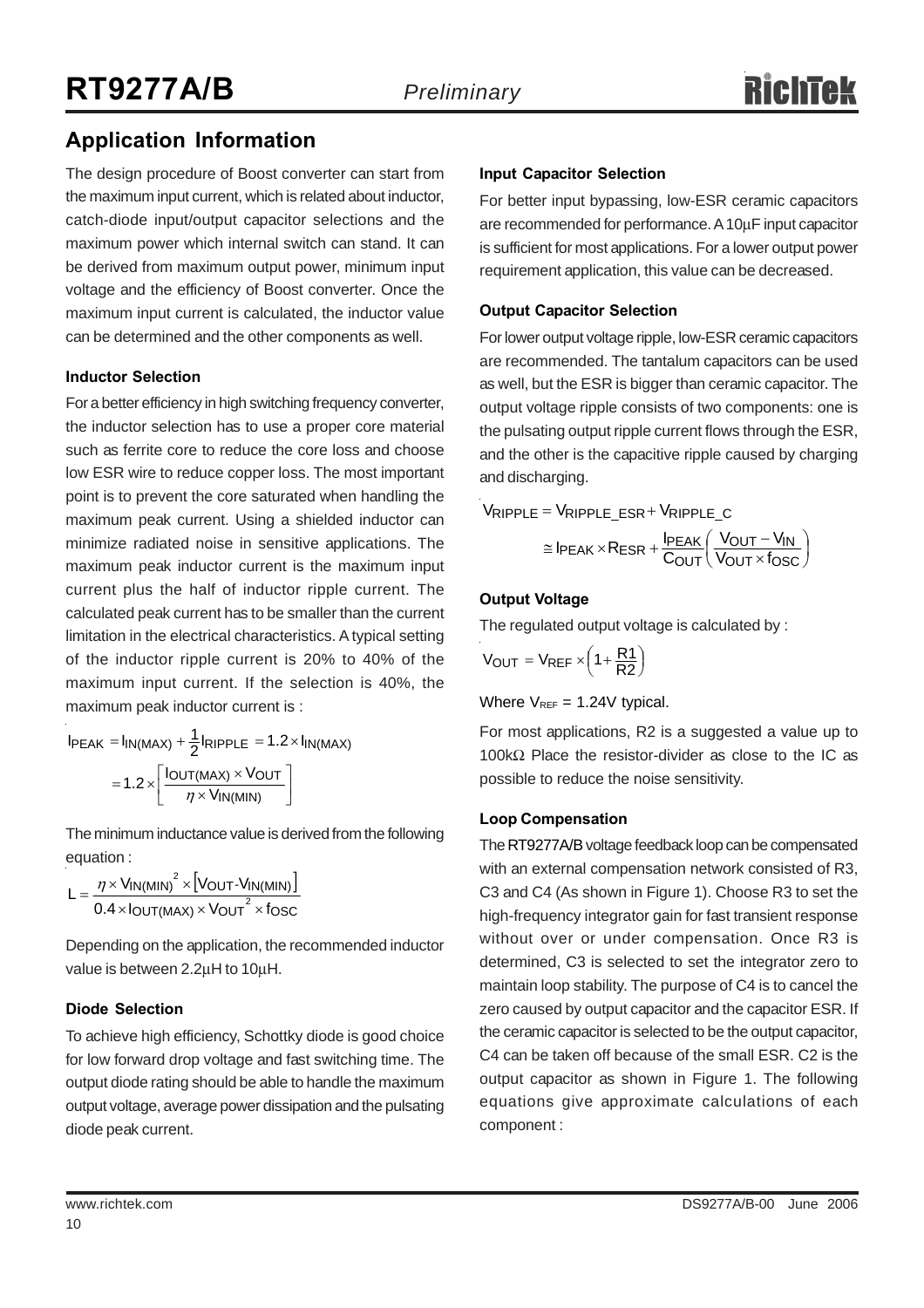## Application Information

The design procedure of Boost converter can start from the maximum input current, which is related about inductor, catch-diode input/output capacitor selections and the maximum power which internal switch can stand. It can be derived from maximum output power, minimum input voltage and the efficiency of Boost converter. Once the maximum input current is calculated, the inductor value can be determined and the other components as well.

### Inductor Selection

For a better efficiency in high switching frequency converter, the inductor selection has to use a proper core material such as ferrite core to reduce the core loss and choose low ESR wire to reduce copper loss. The most important point is to prevent the core saturated when handling the maximum peak current. Using a shielded inductor can minimize radiated noise in sensitive applications. The maximum peak inductor current is the maximum input current plus the half of inductor ripple current. The calculated peak current has to be smaller than the current limitation in the electrical characteristics. A typical setting of the inductor ripple current is 20% to 40% of the maximum input current. If the selection is 40%, the maximum peak inductor current is :

$$I_{PEAK} = I_{IN(MAX)} + \frac{1}{2} I_{RIPPLE} = 1.2 \times I_{IN(MAX)}$$

$$= 1.2 \times \left[ \frac{I_{OUT(MAX)} \times V_{OUT}}{\eta \times V_{IN(MIN)}} \right]$$

The minimum inductance value is derived from the following equation :

$$L = \frac{\eta \times V_{IN(MIN)}^{2} \times \left[ V_{OUT} - V_{IN(MIN)} \right]}{0.4 \times I_{OUT(MAX)} \times V_{OUT}^{2} \times f_{OSC}}$$

Depending on the application, the recommended inductor value is between 2.2μH to 10μH.

### Diode Selection

To achieve high efficiency, Schottky diode is good choice for low forward drop voltage and fast switching time. The output diode rating should be able to handle the maximum output voltage, average power dissipation and the pulsating diode peak current.

### Input Capacitor Selection

For better input bypassing, low-ESR ceramic capacitors are recommended for performance. A 10μF input capacitor is sufficient for most applications. For a lower output power requirement application, this value can be decreased.

### Output Capacitor Selection

For lower output voltage ripple, low-ESR ceramic capacitors are recommended. The tantalum capacitors can be used as well, but the ESR is bigger than ceramic capacitor. The output voltage ripple consists of two components: one is the pulsating output ripple current flows through the ESR, and the other is the capacitive ripple caused by charging and discharging.

$$V_{RIPPLE} = V_{RIPPLE\_ESR} + V_{RIPPLE\_C}$$

$$\cong I_{PEAK} \times R_{ESR} + \frac{I_{PEAK}}{C_{OUT}} \left( \frac{V_{OUT} - V_{IN}}{V_{OUT} \times f_{OSC}} \right)$$

### Output Voltage

The regulated output voltage is calculated by :

$$V_{OUT} = V_{REF} \times \left( 1 + \frac{R1}{R2} \right)$$

Where $V_{REF}$ = 1.24V typical.

For most applications, R2 is a suggested a value up to 100kΩ Place the resistor-divider as close to the IC as possible to reduce the noise sensitivity.

### Loop Compensation

The RT9277A/B voltage feedback loop can be compensated with an external compensation network consisted of R3, C3 and C4 (As shown in Figure 1). Choose R3 to set the high-frequency integrator gain for fast transient response without over or under compensation. Once R3 is determined, C3 is selected to set the integrator zero to maintain loop stability. The purpose of C4 is to cancel the zero caused by output capacitor and the capacitor ESR. If the ceramic capacitor is selected to be the output capacitor, C4 can be taken off because of the small ESR. C2 is the output capacitor as shown in Figure 1. The following equations give approximate calculations of each component :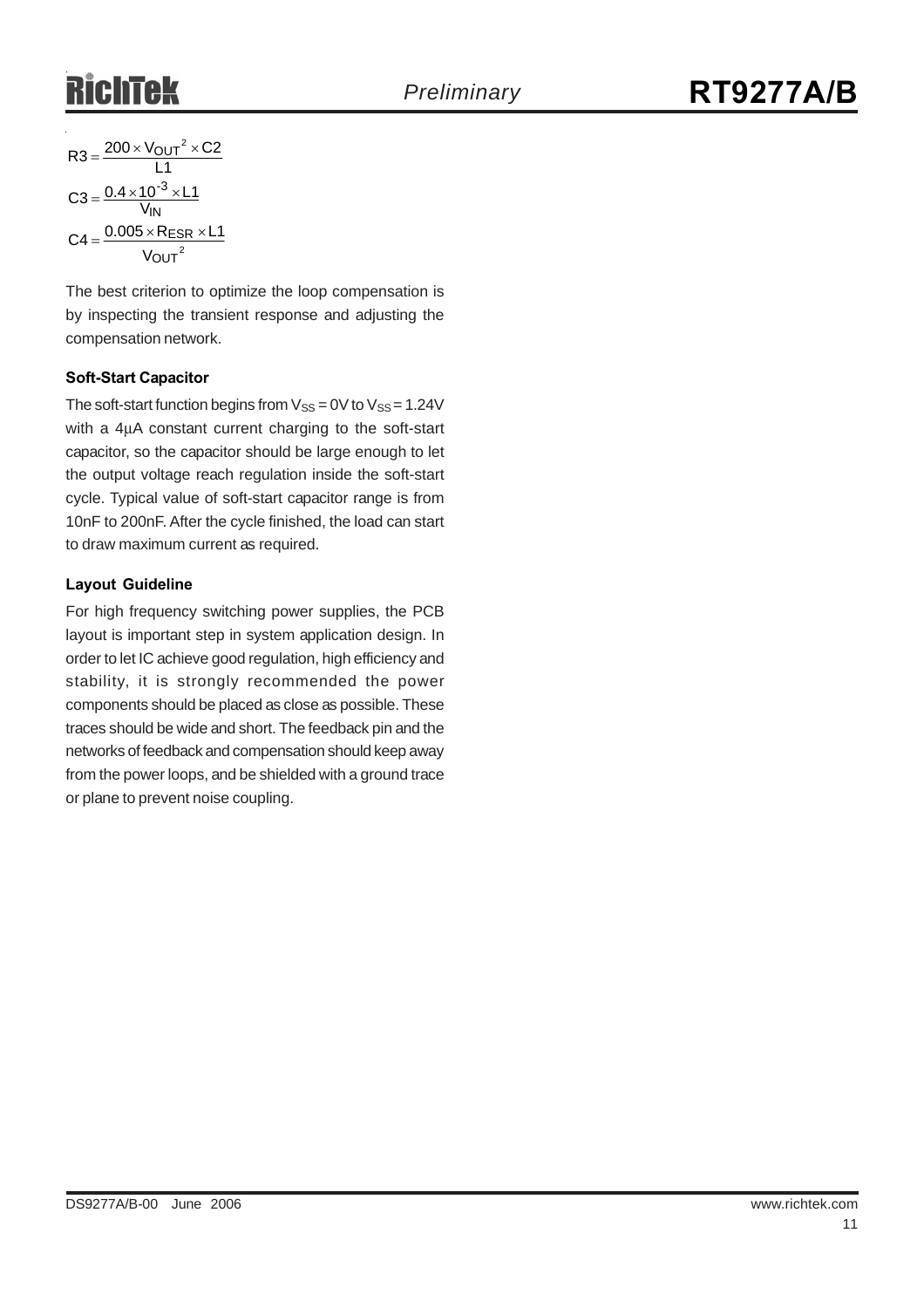$$R3 = \frac{200 \times V_{OUT}^2 \times C2}{L1}$$

$$C3 = \frac{0.4 \times 10^{-3} \times L1}{V_{IN}}$$

$$C4 = \frac{0.005 \times R_{ESR} \times L1}{V_{OUT}^2}$$

The best criterion to optimize the loop compensation is by inspecting the transient response and adjusting the compensation network.

### Soft-Start Capacitor

The soft-start function begins from $V_{SS} = 0V$ to $V_{SS} = 1.24V$ with a 4μA constant current charging to the soft-start capacitor, so the capacitor should be large enough to let the output voltage reach regulation inside the soft-start cycle. Typical value of soft-start capacitor range is from 10nF to 200nF. After the cycle finished, the load can start to draw maximum current as required.

### Layout Guideline

For high frequency switching power supplies, the PCB layout is important step in system application design. In order to let IC achieve good regulation, high efficiency and stability, it is strongly recommended the power components should be placed as close as possible. These traces should be wide and short. The feedback pin and the networks of feedback and compensation should keep away from the power loops, and be shielded with a ground trace or plane to prevent noise coupling.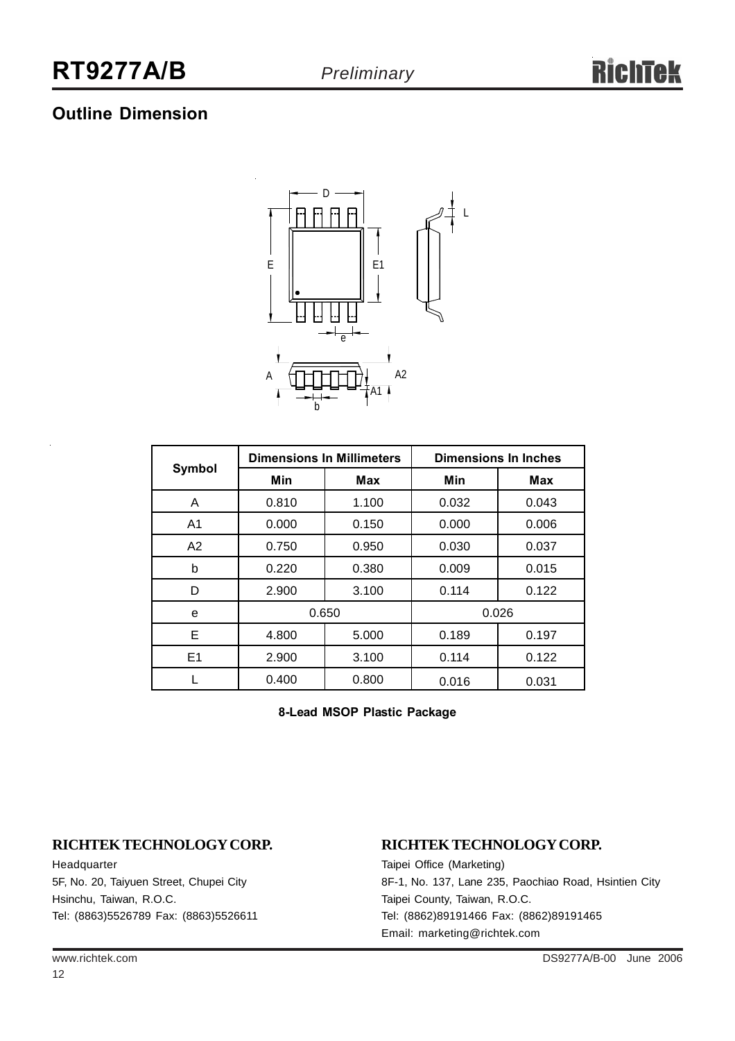## Outline Dimension

D
L
E
E1
e
A
A2
A1
b

| Symbol | Dimensions In Millimeters | | Dimensions In Inches | |
|---|---|---|---|---|
| | Min | Max | Min | Max |
| A | 0.810 | 1.100 | 0.032 | 0.043 |
| A1 | 0.000 | 0.150 | 0.000 | 0.006 |
| A2 | 0.750 | 0.950 | 0.030 | 0.037 |
| b | 0.220 | 0.380 | 0.009 | 0.015 |
| D | 2.900 | 3.100 | 0.114 | 0.122 |
| e | 0.650 | | 0.026 | |
| E | 4.800 | 5.000 | 0.189 | 0.197 |
| E1 | 2.900 | 3.100 | 0.114 | 0.122 |
| L | 0.400 | 0.800 | 0.016 | 0.031 |

**8-Lead MSOP Plastic Package**

**RICHTEK TECHNOLOGY CORP.**

Headquarter
5F, No. 20, Taiyuen Street, Chupei City
Hsinchu, Taiwan, R.O.C.
Tel: (8863)5526789 Fax: (8863)5526611

**RICHTEK TECHNOLOGY CORP.**

Taipei Office (Marketing)
8F-1, No. 137, Lane 235, Paochiao Road, Hsintien City
Taipei County, Taiwan, R.O.C.
Tel: (8862)89191466 Fax: (8862)89191465
Email: marketing@richtek.com